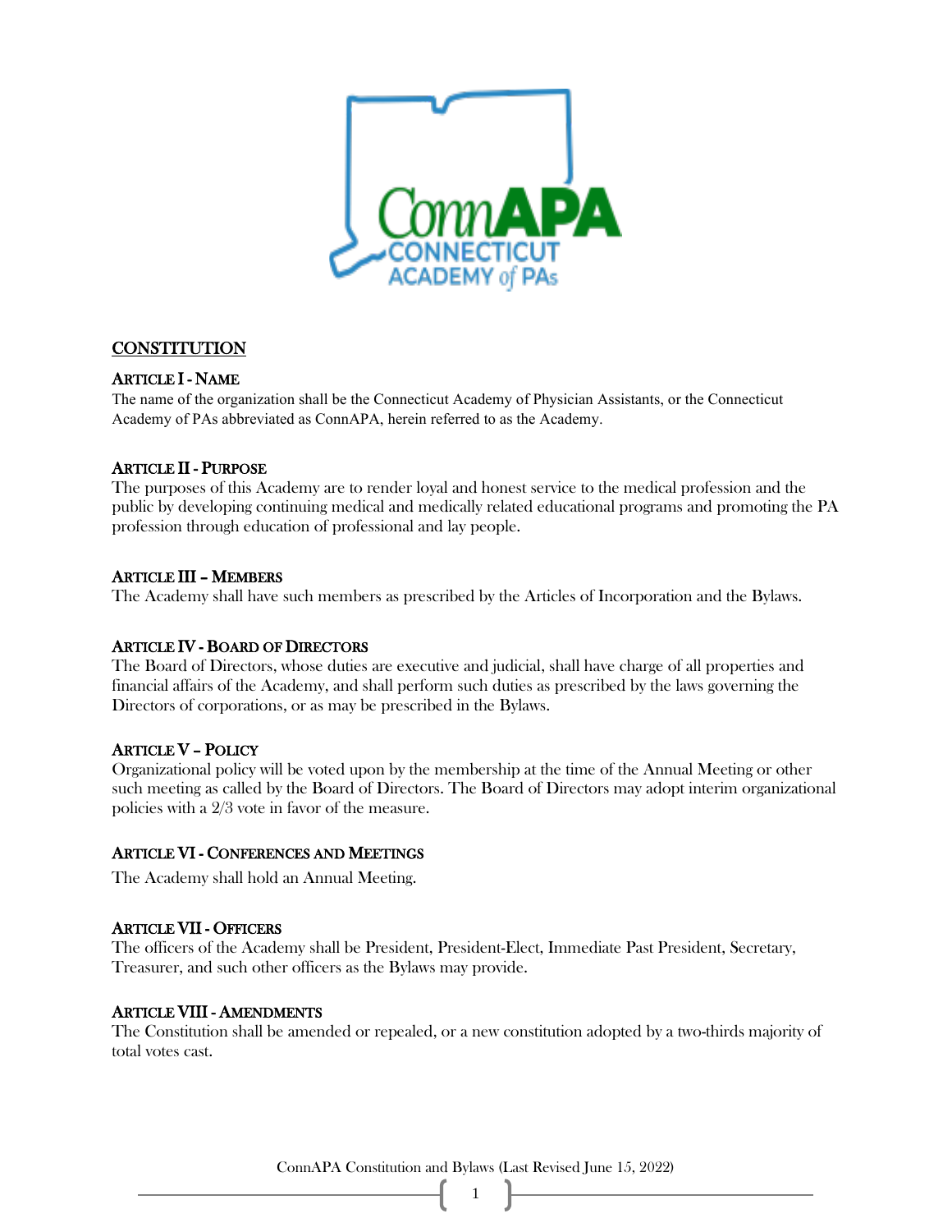## CONSTITUTION

### ARTICLE I - NAME

The name of the organization shall be the Connecticut Academy of Physician Assistants, or the Connecticut Academy of PAs abbreviated as ConnAPA, herein referred to as the Academy.

### ARTICLE II - PURPOSE

The purposes of this Academy are to render loyal and honest service to the medical profession and the public by developing continuing medical and medically related educational programs and promoting the PA profession through education of professional and lay people.

### ARTICLE III – MEMBERS

The Academy shall have such members as prescribed by the Articles of Incorporation and the Bylaws.

### ARTICLE IV - BOARD OF DIRECTORS

The Board of Directors, whose duties are executive and judicial, shall have charge of all properties and financial affairs of the Academy, and shall perform such duties as prescribed by the laws governing the Directors of corporations, or as may be prescribed in the Bylaws.

### ARTICLE V – POLICY

Organizational policy will be voted upon by the membership at the time of the Annual Meeting or other such meeting as called by the Board of Directors. The Board of Directors may adopt interim organizational policies with a 2/3 vote in favor of the measure.

### ARTICLE VI - CONFERENCES AND MEETINGS

The Academy shall hold an Annual Meeting.

### ARTICLE VII - OFFICERS

The officers of the Academy shall be President, President-Elect, Immediate Past President, Secretary, Treasurer, and such other officers as the Bylaws may provide.

### ARTICLE VIII - AMENDMENTS

The Constitution shall be amended or repealed, or a new constitution adopted by a two-thirds majority of total votes cast.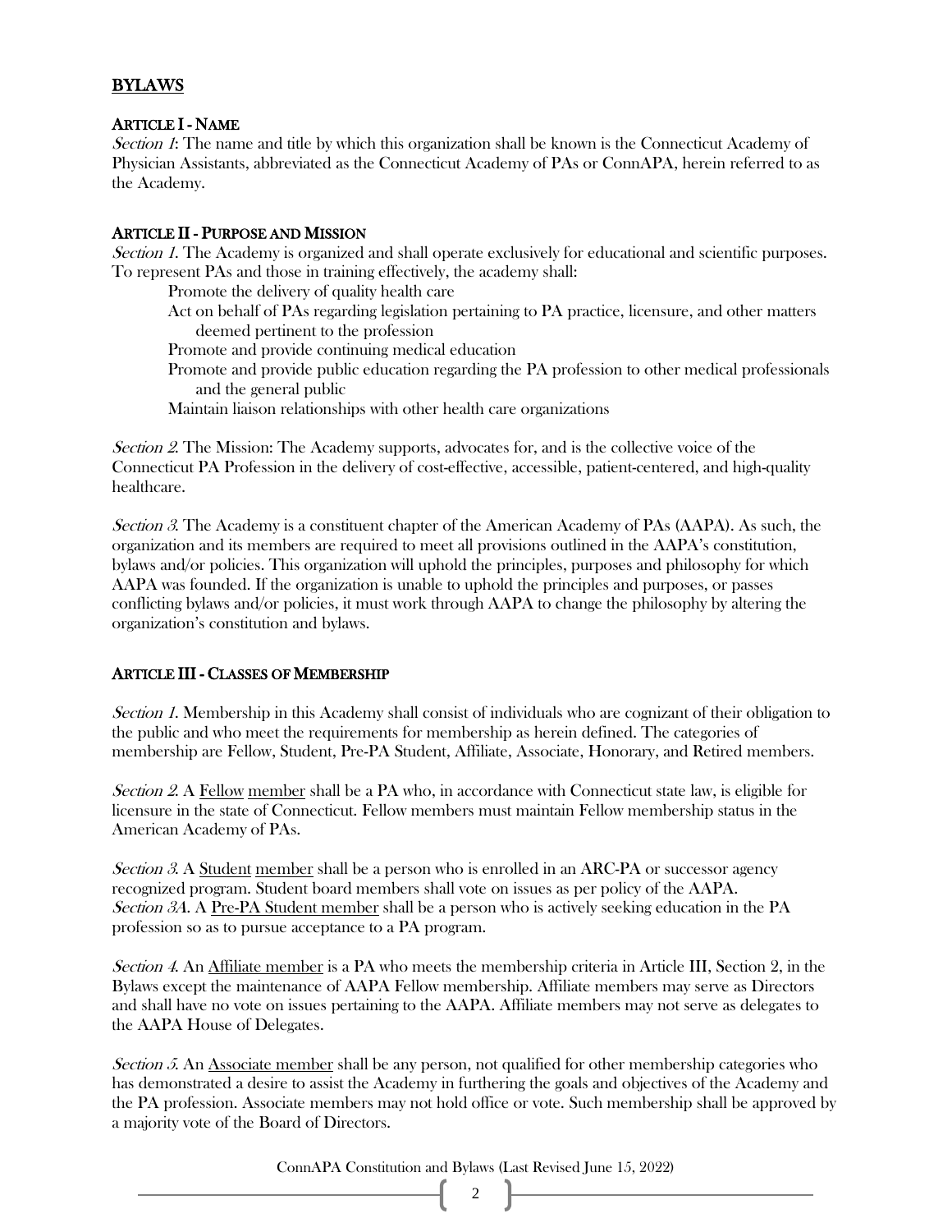## BYLAWS

### ARTICLE I - NAME

*Section 1*: The name and title by which this organization shall be known is the Connecticut Academy of Physician Assistants, abbreviated as the Connecticut Academy of PAs or ConnAPA, herein referred to as the Academy.

### ARTICLE II - PURPOSE AND MISSION

*Section 1.* The Academy is organized and shall operate exclusively for educational and scientific purposes. To represent PAs and those in training effectively, the academy shall:

- Promote the delivery of quality health care
- Act on behalf of PAs regarding legislation pertaining to PA practice, licensure, and other matters deemed pertinent to the profession
- Promote and provide continuing medical education
- Promote and provide public education regarding the PA profession to other medical professionals and the general public
- Maintain liaison relationships with other health care organizations

*Section 2.* The Mission: The Academy supports, advocates for, and is the collective voice of the Connecticut PA Profession in the delivery of cost-effective, accessible, patient-centered, and high-quality healthcare.

*Section 3.* The Academy is a constituent chapter of the American Academy of PAs (AAPA). As such, the organization and its members are required to meet all provisions outlined in the AAPA's constitution, bylaws and/or policies. This organization will uphold the principles, purposes and philosophy for which AAPA was founded. If the organization is unable to uphold the principles and purposes, or passes conflicting bylaws and/or policies, it must work through AAPA to change the philosophy by altering the organization's constitution and bylaws.

### ARTICLE III - CLASSES OF MEMBERSHIP

*Section 1.* Membership in this Academy shall consist of individuals who are cognizant of their obligation to the public and who meet the requirements for membership as herein defined. The categories of membership are Fellow, Student, Pre-PA Student, Affiliate, Associate, Honorary, and Retired members.

*Section 2.* A <u>Fellow member</u> shall be a PA who, in accordance with Connecticut state law, is eligible for licensure in the state of Connecticut. Fellow members must maintain Fellow membership status in the American Academy of PAs.

*Section 3.* A <u>Student member</u> shall be a person who is enrolled in an ARC-PA or successor agency recognized program. Student board members shall vote on issues as per policy of the AAPA.
*Section 3A.* A <u>Pre-PA Student member</u> shall be a person who is actively seeking education in the PA profession so as to pursue acceptance to a PA program.

*Section 4.* An <u>Affiliate member</u> is a PA who meets the membership criteria in Article III, Section 2, in the Bylaws except the maintenance of AAPA Fellow membership. Affiliate members may serve as Directors and shall have no vote on issues pertaining to the AAPA. Affiliate members may not serve as delegates to the AAPA House of Delegates.

*Section 5.* An <u>Associate member</u> shall be any person, not qualified for other membership categories who has demonstrated a desire to assist the Academy in furthering the goals and objectives of the Academy and the PA profession. Associate members may not hold office or vote. Such membership shall be approved by a majority vote of the Board of Directors.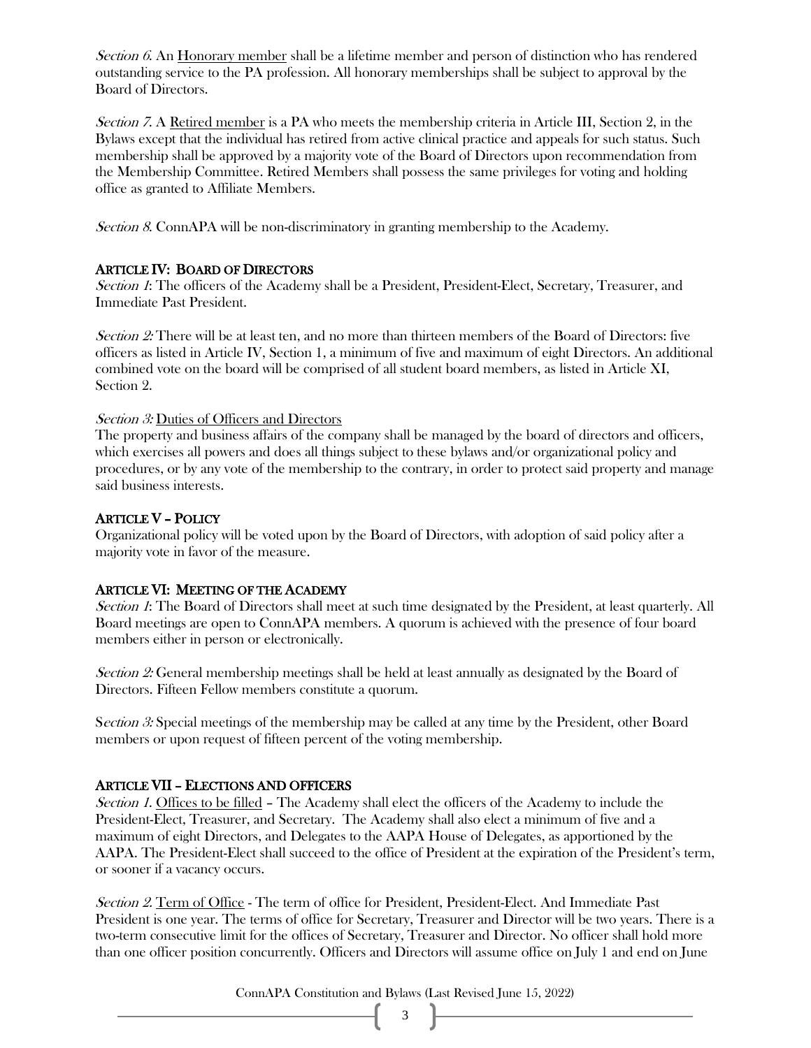*Section 6.* An Honorary member shall be a lifetime member and person of distinction who has rendered outstanding service to the PA profession. All honorary memberships shall be subject to approval by the Board of Directors.

*Section 7.* A Retired member is a PA who meets the membership criteria in Article III, Section 2, in the Bylaws except that the individual has retired from active clinical practice and appeals for such status. Such membership shall be approved by a majority vote of the Board of Directors upon recommendation from the Membership Committee. Retired Members shall possess the same privileges for voting and holding office as granted to Affiliate Members.

*Section 8.* ConnAPA will be non-discriminatory in granting membership to the Academy.

## ARTICLE IV: BOARD OF DIRECTORS

*Section 1*: The officers of the Academy shall be a President, President-Elect, Secretary, Treasurer, and Immediate Past President.

*Section 2:* There will be at least ten, and no more than thirteen members of the Board of Directors: five officers as listed in Article IV, Section 1, a minimum of five and maximum of eight Directors. An additional combined vote on the board will be comprised of all student board members, as listed in Article XI, Section 2.

*Section 3:* Duties of Officers and Directors

The property and business affairs of the company shall be managed by the board of directors and officers, which exercises all powers and does all things subject to these bylaws and/or organizational policy and procedures, or by any vote of the membership to the contrary, in order to protect said property and manage said business interests.

## ARTICLE V – POLICY

Organizational policy will be voted upon by the Board of Directors, with adoption of said policy after a majority vote in favor of the measure.

## ARTICLE VI: MEETING OF THE ACADEMY

*Section 1*: The Board of Directors shall meet at such time designated by the President, at least quarterly. All Board meetings are open to ConnAPA members. A quorum is achieved with the presence of four board members either in person or electronically.

*Section 2:* General membership meetings shall be held at least annually as designated by the Board of Directors. Fifteen Fellow members constitute a quorum.

*Section 3:* Special meetings of the membership may be called at any time by the President, other Board members or upon request of fifteen percent of the voting membership.

## ARTICLE VII – ELECTIONS AND OFFICERS

*Section 1.* Offices to be filled – The Academy shall elect the officers of the Academy to include the President-Elect, Treasurer, and Secretary. The Academy shall also elect a minimum of five and a maximum of eight Directors, and Delegates to the AAPA House of Delegates, as apportioned by the AAPA. The President-Elect shall succeed to the office of President at the expiration of the President's term, or sooner if a vacancy occurs.

*Section 2.* Term of Office - The term of office for President, President-Elect. And Immediate Past President is one year. The terms of office for Secretary, Treasurer and Director will be two years. There is a two-term consecutive limit for the offices of Secretary, Treasurer and Director. No officer shall hold more than one officer position concurrently. Officers and Directors will assume office on July 1 and end on June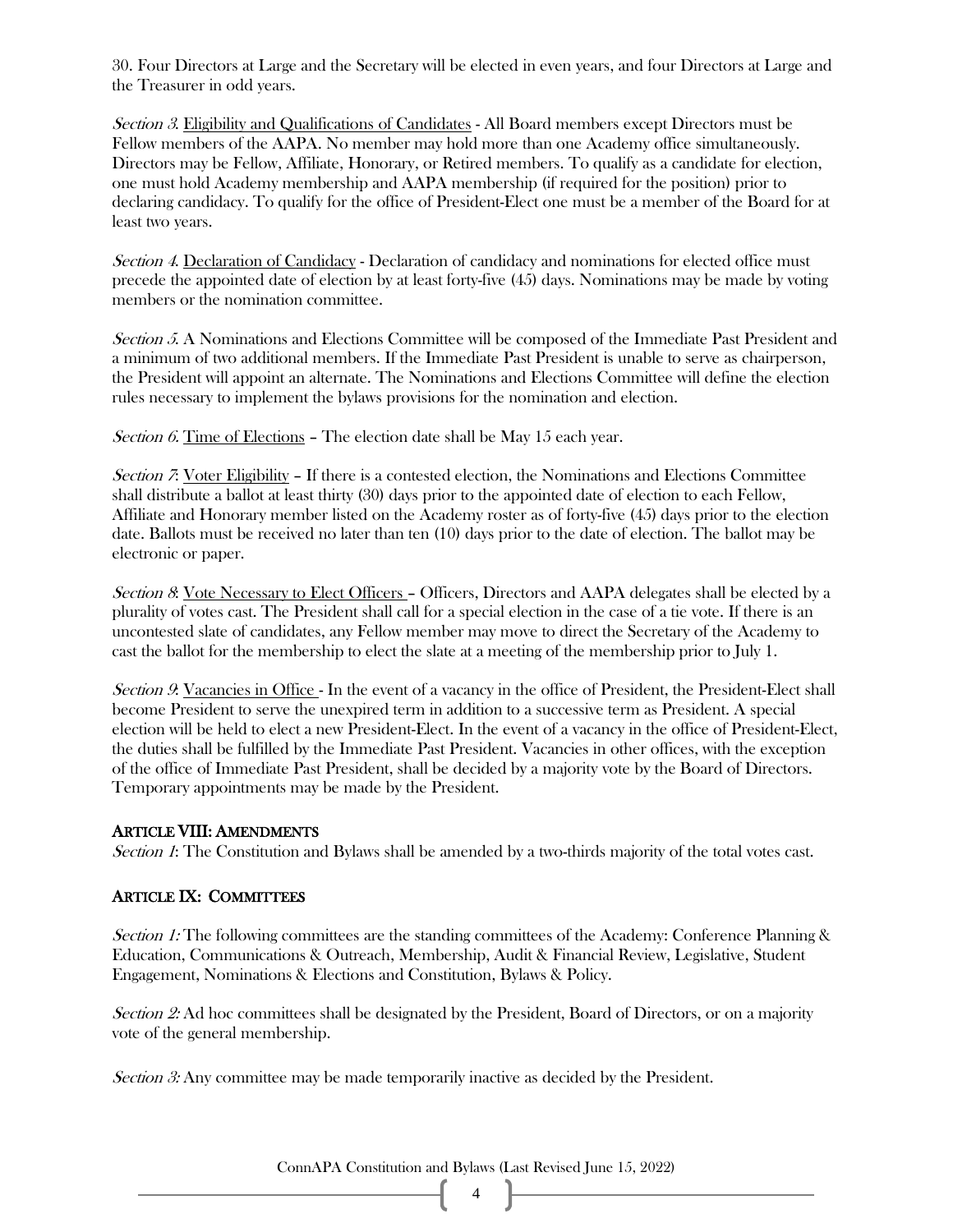30. Four Directors at Large and the Secretary will be elected in even years, and four Directors at Large and the Treasurer in odd years.

*Section 3.* Eligibility and Qualifications of Candidates - All Board members except Directors must be Fellow members of the AAPA. No member may hold more than one Academy office simultaneously. Directors may be Fellow, Affiliate, Honorary, or Retired members. To qualify as a candidate for election, one must hold Academy membership and AAPA membership (if required for the position) prior to declaring candidacy. To qualify for the office of President-Elect one must be a member of the Board for at least two years.

*Section 4.* Declaration of Candidacy - Declaration of candidacy and nominations for elected office must precede the appointed date of election by at least forty-five (45) days. Nominations may be made by voting members or the nomination committee.

*Section 5.* A Nominations and Elections Committee will be composed of the Immediate Past President and a minimum of two additional members. If the Immediate Past President is unable to serve as chairperson, the President will appoint an alternate. The Nominations and Elections Committee will define the election rules necessary to implement the bylaws provisions for the nomination and election.

*Section 6.* Time of Elections – The election date shall be May 15 each year.

*Section 7*: Voter Eligibility – If there is a contested election, the Nominations and Elections Committee shall distribute a ballot at least thirty (30) days prior to the appointed date of election to each Fellow, Affiliate and Honorary member listed on the Academy roster as of forty-five (45) days prior to the election date. Ballots must be received no later than ten (10) days prior to the date of election. The ballot may be electronic or paper.

*Section 8*: Vote Necessary to Elect Officers – Officers, Directors and AAPA delegates shall be elected by a plurality of votes cast. The President shall call for a special election in the case of a tie vote. If there is an uncontested slate of candidates, any Fellow member may move to direct the Secretary of the Academy to cast the ballot for the membership to elect the slate at a meeting of the membership prior to July 1.

*Section 9*: Vacancies in Office - In the event of a vacancy in the office of President, the President-Elect shall become President to serve the unexpired term in addition to a successive term as President. A special election will be held to elect a new President-Elect. In the event of a vacancy in the office of President-Elect, the duties shall be fulfilled by the Immediate Past President. Vacancies in other offices, with the exception of the office of Immediate Past President, shall be decided by a majority vote by the Board of Directors. Temporary appointments may be made by the President.

## ARTICLE VIII: AMENDMENTS

*Section 1*: The Constitution and Bylaws shall be amended by a two-thirds majority of the total votes cast.

## ARTICLE IX: COMMITTEES

*Section 1:* The following committees are the standing committees of the Academy: Conference Planning & Education, Communications & Outreach, Membership, Audit & Financial Review, Legislative, Student Engagement, Nominations & Elections and Constitution, Bylaws & Policy.

*Section 2:* Ad hoc committees shall be designated by the President, Board of Directors, or on a majority vote of the general membership.

*Section 3:* Any committee may be made temporarily inactive as decided by the President.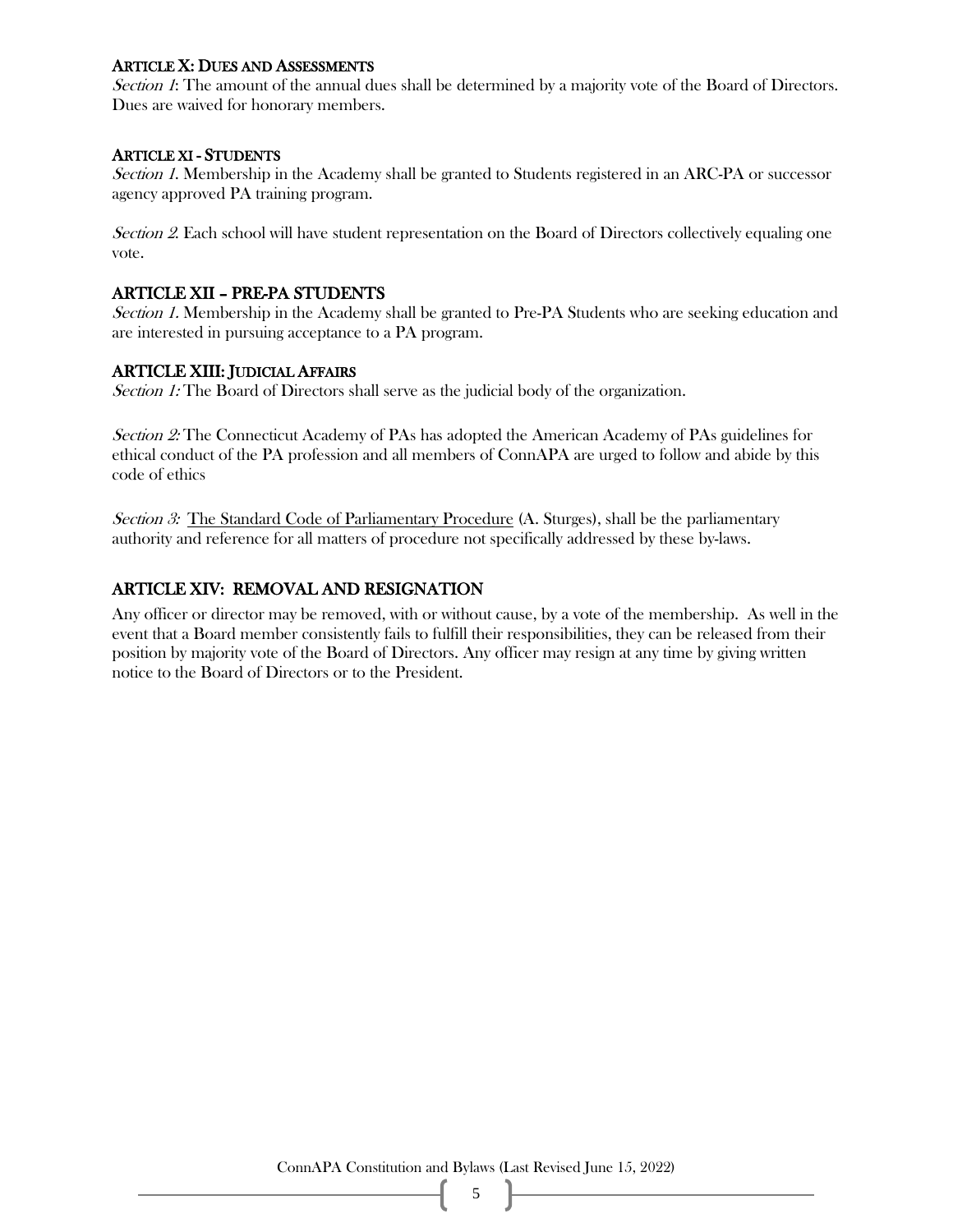## ARTICLE X: DUES AND ASSESSMENTS

*Section 1*: The amount of the annual dues shall be determined by a majority vote of the Board of Directors. Dues are waived for honorary members.

## ARTICLE XI - STUDENTS

*Section 1.* Membership in the Academy shall be granted to Students registered in an ARC-PA or successor agency approved PA training program.

*Section 2.* Each school will have student representation on the Board of Directors collectively equaling one vote.

## ARTICLE XII – PRE-PA STUDENTS

*Section 1.* Membership in the Academy shall be granted to Pre-PA Students who are seeking education and are interested in pursuing acceptance to a PA program.

## ARTICLE XIII: JUDICIAL AFFAIRS

*Section 1:* The Board of Directors shall serve as the judicial body of the organization.

*Section 2:* The Connecticut Academy of PAs has adopted the American Academy of PAs guidelines for ethical conduct of the PA profession and all members of ConnAPA are urged to follow and abide by this code of ethics

*Section 3:* <u>The Standard Code of Parliamentary Procedure</u> (A. Sturges), shall be the parliamentary authority and reference for all matters of procedure not specifically addressed by these by-laws.

## ARTICLE XIV: REMOVAL AND RESIGNATION

Any officer or director may be removed, with or without cause, by a vote of the membership. As well in the event that a Board member consistently fails to fulfill their responsibilities, they can be released from their position by majority vote of the Board of Directors. Any officer may resign at any time by giving written notice to the Board of Directors or to the President.